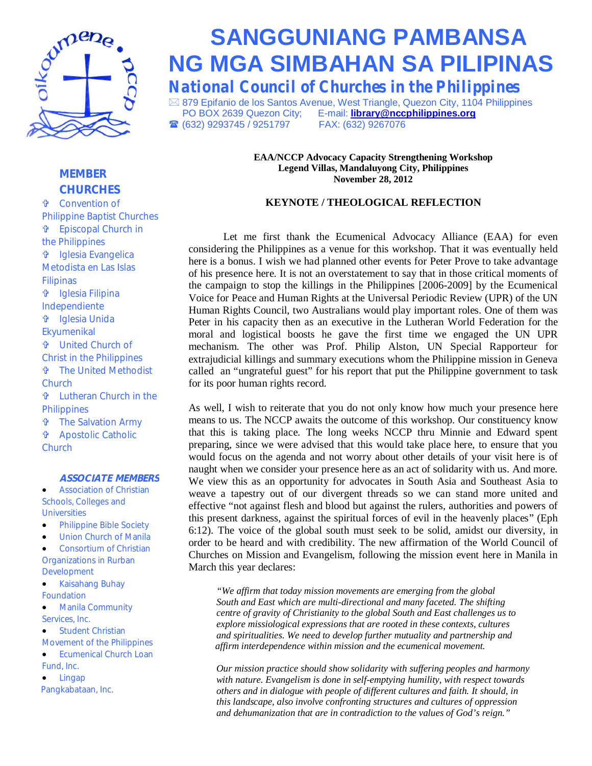# SANGGUNIANG PAMBANSA NG MGA SIMBAHAN SA PILIPINAS

## National Council of Churches in the Philippines

879 Epifanio de los Santos Avenue, West Triangle, Quezon City, 1104 Philippines
PO BOX 2639 Quezon City; E-mail: **library@nccphilippines.org**
(632) 9293745 / 9251797 FAX: (632) 9267076

**MEMBER CHURCHES**

- Convention of Philippine Baptist Churches
- Episcopal Church in the Philippines
- Iglesia Evangelica Metodista en Las Islas Filipinas
- Iglesia Filipina Independiente
- Iglesia Unida Ekyumenikal
- United Church of Christ in the Philippines
- The United Methodist Church
- Lutheran Church in the Philippines
- The Salvation Army
- Apostolic Catholic Church

***ASSOCIATE MEMBERS***

- Association of Christian Schools, Colleges and Universities
- Philippine Bible Society
- Union Church of Manila
- Consortium of Christian Organizations in Rurban Development
- Kaisahang Buhay Foundation
- Manila Community Services, Inc.
- Student Christian Movement of the Philippines
- Ecumenical Church Loan Fund, Inc.
- Lingap Pangkabataan, Inc.

**EAA/NCCP Advocacy Capacity Strengthening Workshop**
**Legend Villas, Mandaluyong City, Philippines**
**November 28, 2012**

**KEYNOTE / THEOLOGICAL REFLECTION**

Let me first thank the Ecumenical Advocacy Alliance (EAA) for even considering the Philippines as a venue for this workshop. That it was eventually held here is a bonus. I wish we had planned other events for Peter Prove to take advantage of his presence here. It is not an overstatement to say that in those critical moments of the campaign to stop the killings in the Philippines [2006-2009] by the Ecumenical Voice for Peace and Human Rights at the Universal Periodic Review (UPR) of the UN Human Rights Council, two Australians would play important roles. One of them was Peter in his capacity then as an executive in the Lutheran World Federation for the moral and logistical boosts he gave the first time we engaged the UN UPR mechanism. The other was Prof. Philip Alston, UN Special Rapporteur for extrajudicial killings and summary executions whom the Philippine mission in Geneva called an "ungrateful guest" for his report that put the Philippine government to task for its poor human rights record.

As well, I wish to reiterate that you do not only know how much your presence here means to us. The NCCP awaits the outcome of this workshop. Our constituency know that this is taking place. The long weeks NCCP thru Minnie and Edward spent preparing, since we were advised that this would take place here, to ensure that you would focus on the agenda and not worry about other details of your visit here is of naught when we consider your presence here as an act of solidarity with us. And more. We view this as an opportunity for advocates in South Asia and Southeast Asia to weave a tapestry out of our divergent threads so we can stand more united and effective "not against flesh and blood but against the rulers, authorities and powers of this present darkness, against the spiritual forces of evil in the heavenly places" (Eph 6:12). The voice of the global south must seek to be solid, amidst our diversity, in order to be heard and with credibility. The new affirmation of the World Council of Churches on Mission and Evangelism, following the mission event here in Manila in March this year declares:

> *"We affirm that today mission movements are emerging from the global South and East which are multi-directional and many faceted. The shifting centre of gravity of Christianity to the global South and East challenges us to explore missiological expressions that are rooted in these contexts, cultures and spiritualities. We need to develop further mutuality and partnership and affirm interdependence within mission and the ecumenical movement.*
>
> *Our mission practice should show solidarity with suffering peoples and harmony with nature. Evangelism is done in self-emptying humility, with respect towards others and in dialogue with people of different cultures and faith. It should, in this landscape, also involve confronting structures and cultures of oppression and dehumanization that are in contradiction to the values of God's reign."*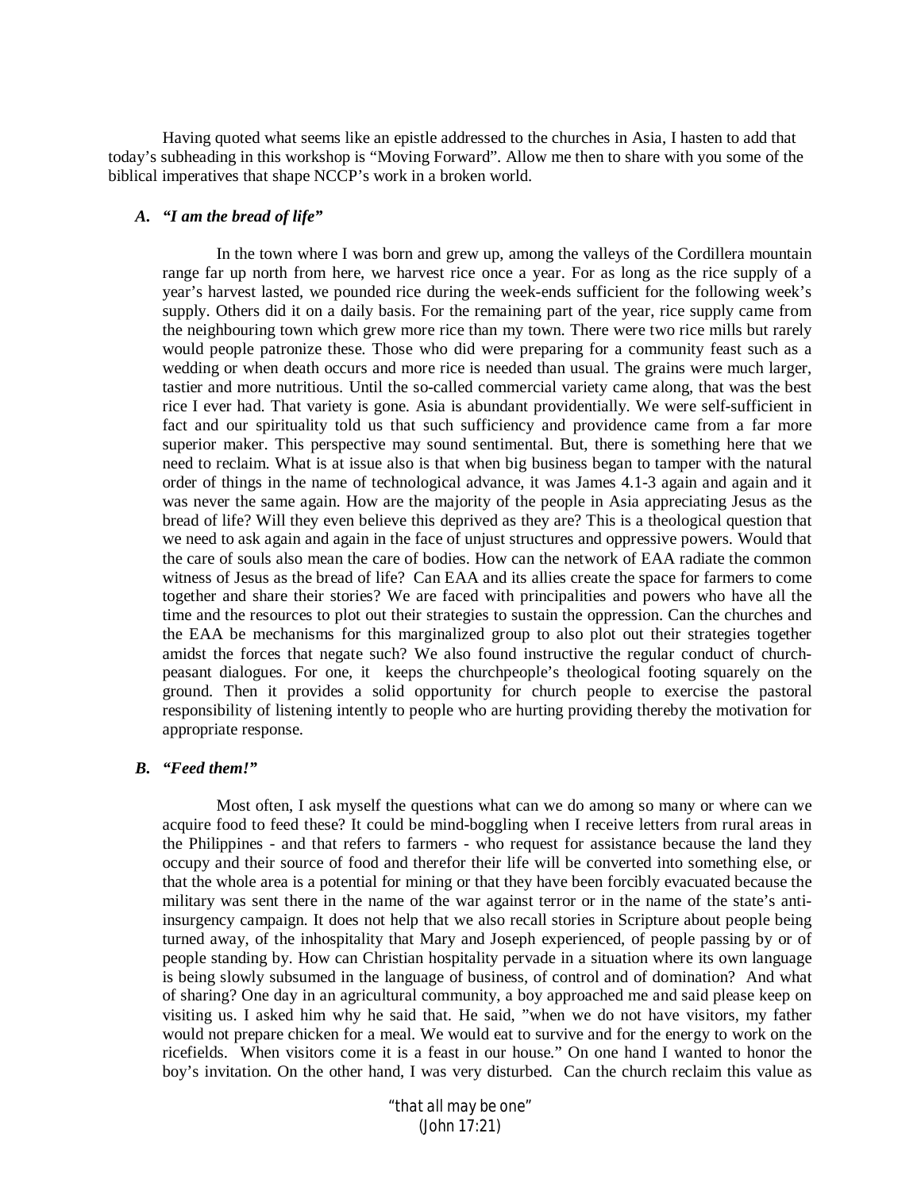Having quoted what seems like an epistle addressed to the churches in Asia, I hasten to add that today's subheading in this workshop is "Moving Forward". Allow me then to share with you some of the biblical imperatives that shape NCCP's work in a broken world.

### *A. "I am the bread of life"*

In the town where I was born and grew up, among the valleys of the Cordillera mountain range far up north from here, we harvest rice once a year. For as long as the rice supply of a year's harvest lasted, we pounded rice during the week-ends sufficient for the following week's supply. Others did it on a daily basis. For the remaining part of the year, rice supply came from the neighbouring town which grew more rice than my town. There were two rice mills but rarely would people patronize these. Those who did were preparing for a community feast such as a wedding or when death occurs and more rice is needed than usual. The grains were much larger, tastier and more nutritious. Until the so-called commercial variety came along, that was the best rice I ever had. That variety is gone. Asia is abundant providentially. We were self-sufficient in fact and our spirituality told us that such sufficiency and providence came from a far more superior maker. This perspective may sound sentimental. But, there is something here that we need to reclaim. What is at issue also is that when big business began to tamper with the natural order of things in the name of technological advance, it was James 4.1-3 again and again and it was never the same again. How are the majority of the people in Asia appreciating Jesus as the bread of life? Will they even believe this deprived as they are? This is a theological question that we need to ask again and again in the face of unjust structures and oppressive powers. Would that the care of souls also mean the care of bodies. How can the network of EAA radiate the common witness of Jesus as the bread of life? Can EAA and its allies create the space for farmers to come together and share their stories? We are faced with principalities and powers who have all the time and the resources to plot out their strategies to sustain the oppression. Can the churches and the EAA be mechanisms for this marginalized group to also plot out their strategies together amidst the forces that negate such? We also found instructive the regular conduct of church-peasant dialogues. For one, it keeps the churchpeople's theological footing squarely on the ground. Then it provides a solid opportunity for church people to exercise the pastoral responsibility of listening intently to people who are hurting providing thereby the motivation for appropriate response.

### *B. "Feed them!"*

Most often, I ask myself the questions what can we do among so many or where can we acquire food to feed these? It could be mind-boggling when I receive letters from rural areas in the Philippines - and that refers to farmers - who request for assistance because the land they occupy and their source of food and therefor their life will be converted into something else, or that the whole area is a potential for mining or that they have been forcibly evacuated because the military was sent there in the name of the war against terror or in the name of the state's anti-insurgency campaign. It does not help that we also recall stories in Scripture about people being turned away, of the inhospitality that Mary and Joseph experienced, of people passing by or of people standing by. How can Christian hospitality pervade in a situation where its own language is being slowly subsumed in the language of business, of control and of domination? And what of sharing? One day in an agricultural community, a boy approached me and said please keep on visiting us. I asked him why he said that. He said, "when we do not have visitors, my father would not prepare chicken for a meal. We would eat to survive and for the energy to work on the ricefields. When visitors come it is a feast in our house." On one hand I wanted to honor the boy's invitation. On the other hand, I was very disturbed. Can the church reclaim this value as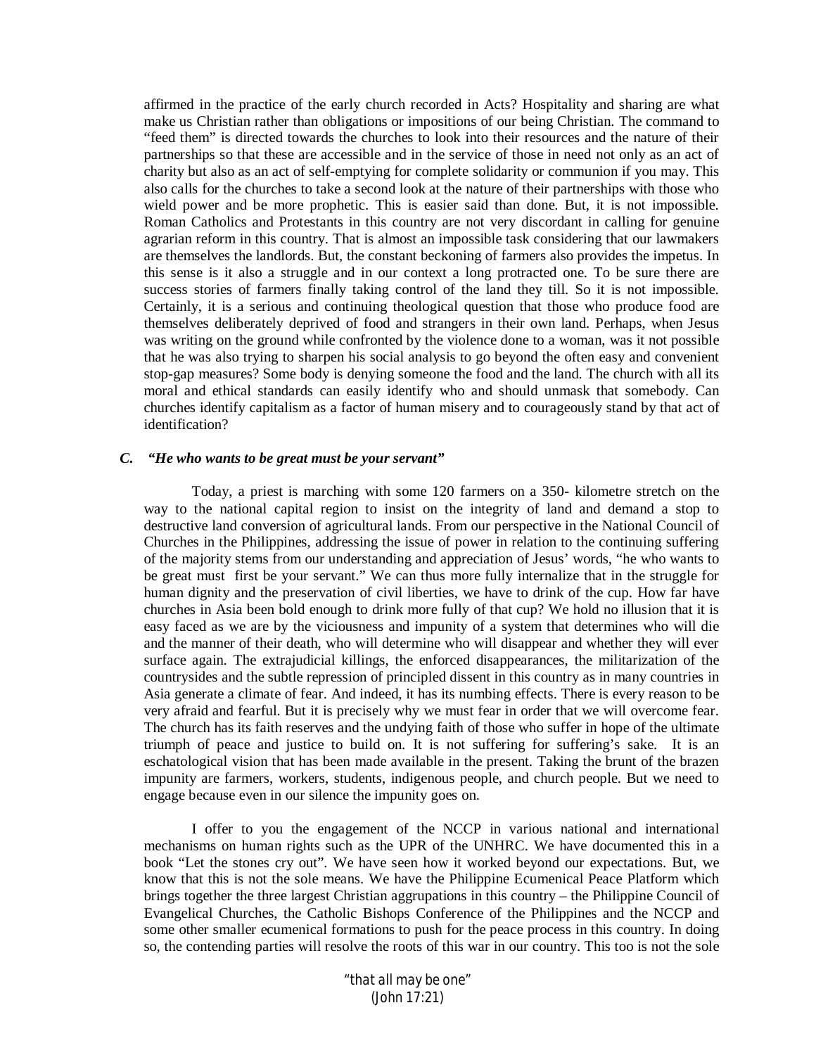affirmed in the practice of the early church recorded in Acts? Hospitality and sharing are what make us Christian rather than obligations or impositions of our being Christian. The command to "feed them" is directed towards the churches to look into their resources and the nature of their partnerships so that these are accessible and in the service of those in need not only as an act of charity but also as an act of self-emptying for complete solidarity or communion if you may. This also calls for the churches to take a second look at the nature of their partnerships with those who wield power and be more prophetic. This is easier said than done. But, it is not impossible. Roman Catholics and Protestants in this country are not very discordant in calling for genuine agrarian reform in this country. That is almost an impossible task considering that our lawmakers are themselves the landlords. But, the constant beckoning of farmers also provides the impetus. In this sense is it also a struggle and in our context a long protracted one. To be sure there are success stories of farmers finally taking control of the land they till. So it is not impossible. Certainly, it is a serious and continuing theological question that those who produce food are themselves deliberately deprived of food and strangers in their own land. Perhaps, when Jesus was writing on the ground while confronted by the violence done to a woman, was it not possible that he was also trying to sharpen his social analysis to go beyond the often easy and convenient stop-gap measures? Some body is denying someone the food and the land. The church with all its moral and ethical standards can easily identify who and should unmask that somebody. Can churches identify capitalism as a factor of human misery and to courageously stand by that act of identification?

### *C. "He who wants to be great must be your servant"*

Today, a priest is marching with some 120 farmers on a 350- kilometre stretch on the way to the national capital region to insist on the integrity of land and demand a stop to destructive land conversion of agricultural lands. From our perspective in the National Council of Churches in the Philippines, addressing the issue of power in relation to the continuing suffering of the majority stems from our understanding and appreciation of Jesus' words, "he who wants to be great must first be your servant." We can thus more fully internalize that in the struggle for human dignity and the preservation of civil liberties, we have to drink of the cup. How far have churches in Asia been bold enough to drink more fully of that cup? We hold no illusion that it is easy faced as we are by the viciousness and impunity of a system that determines who will die and the manner of their death, who will determine who will disappear and whether they will ever surface again. The extrajudicial killings, the enforced disappearances, the militarization of the countrysides and the subtle repression of principled dissent in this country as in many countries in Asia generate a climate of fear. And indeed, it has its numbing effects. There is every reason to be very afraid and fearful. But it is precisely why we must fear in order that we will overcome fear. The church has its faith reserves and the undying faith of those who suffer in hope of the ultimate triumph of peace and justice to build on. It is not suffering for suffering's sake. It is an eschatological vision that has been made available in the present. Taking the brunt of the brazen impunity are farmers, workers, students, indigenous people, and church people. But we need to engage because even in our silence the impunity goes on.

I offer to you the engagement of the NCCP in various national and international mechanisms on human rights such as the UPR of the UNHRC. We have documented this in a book "Let the stones cry out". We have seen how it worked beyond our expectations. But, we know that this is not the sole means. We have the Philippine Ecumenical Peace Platform which brings together the three largest Christian aggrupations in this country – the Philippine Council of Evangelical Churches, the Catholic Bishops Conference of the Philippines and the NCCP and some other smaller ecumenical formations to push for the peace process in this country. In doing so, the contending parties will resolve the roots of this war in our country. This too is not the sole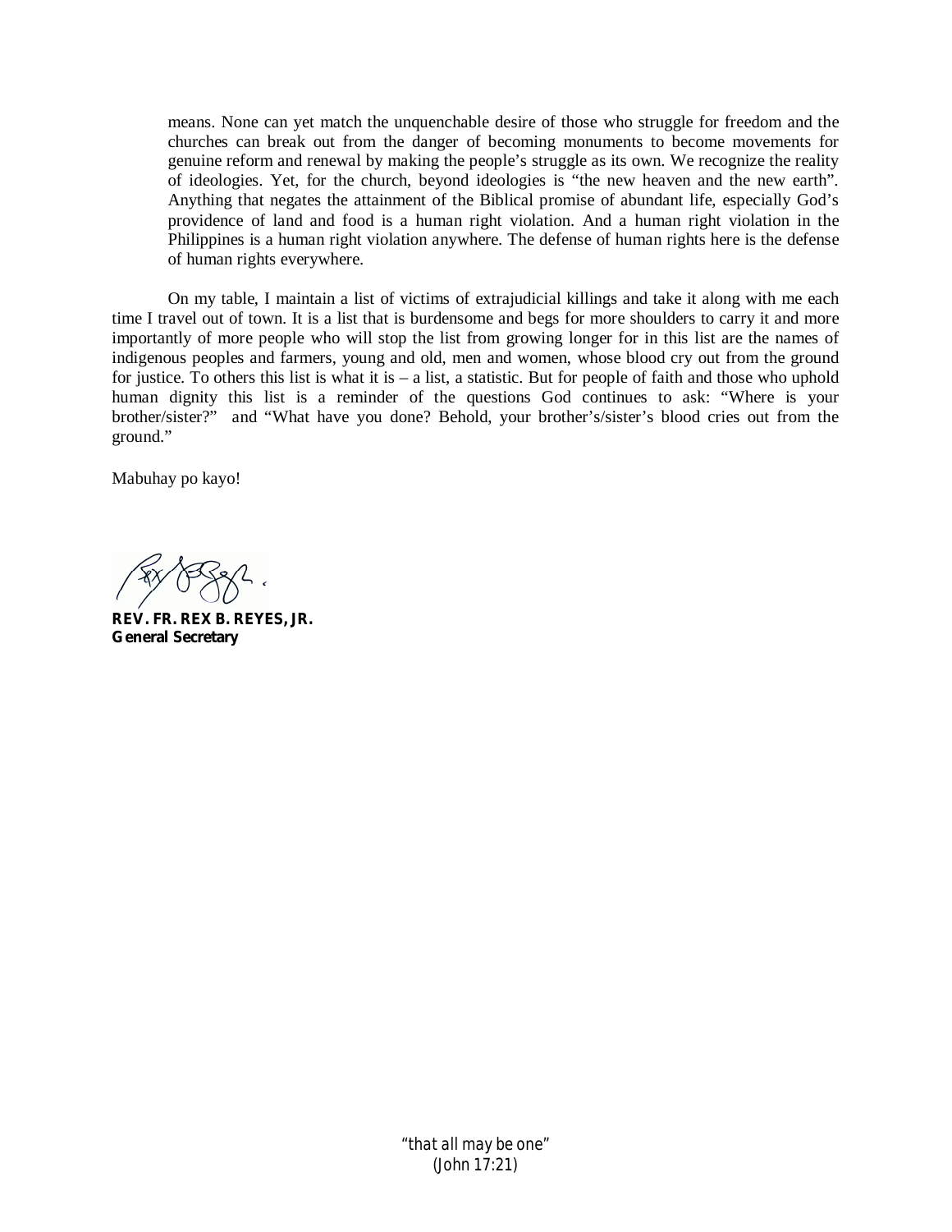means. None can yet match the unquenchable desire of those who struggle for freedom and the churches can break out from the danger of becoming monuments to become movements for genuine reform and renewal by making the people's struggle as its own. We recognize the reality of ideologies. Yet, for the church, beyond ideologies is "the new heaven and the new earth". Anything that negates the attainment of the Biblical promise of abundant life, especially God's providence of land and food is a human right violation. And a human right violation in the Philippines is a human right violation anywhere. The defense of human rights here is the defense of human rights everywhere.

On my table, I maintain a list of victims of extrajudicial killings and take it along with me each time I travel out of town. It is a list that is burdensome and begs for more shoulders to carry it and more importantly of more people who will stop the list from growing longer for in this list are the names of indigenous peoples and farmers, young and old, men and women, whose blood cry out from the ground for justice. To others this list is what it is – a list, a statistic. But for people of faith and those who uphold human dignity this list is a reminder of the questions God continues to ask: "Where is your brother/sister?" and "What have you done? Behold, your brother's/sister's blood cries out from the ground."

Mabuhay po kayo!

**REV. FR. REX B. REYES, JR.**
**General Secretary**

"that all may be one"
(John 17:21)